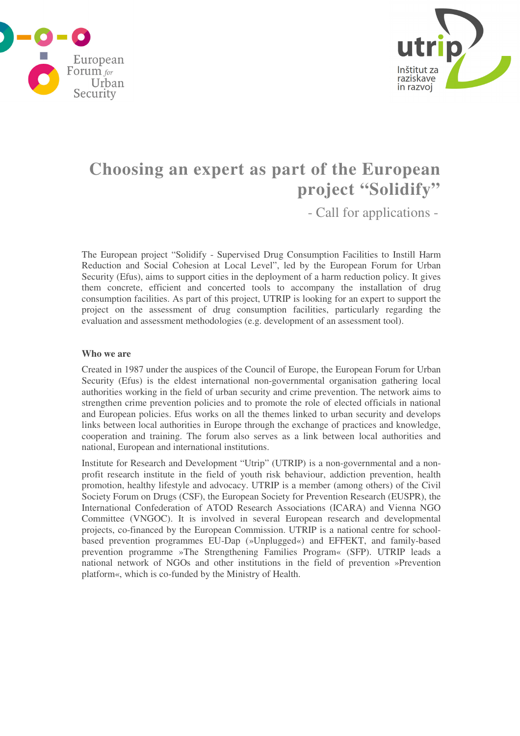# Choosing an expert as part of the European project "Solidify"

- Call for applications -

The European project "Solidify - Supervised Drug Consumption Facilities to Instill Harm Reduction and Social Cohesion at Local Level", led by the European Forum for Urban Security (Efus), aims to support cities in the deployment of a harm reduction policy. It gives them concrete, efficient and concerted tools to accompany the installation of drug consumption facilities. As part of this project, UTRIP is looking for an expert to support the project on the assessment of drug consumption facilities, particularly regarding the evaluation and assessment methodologies (e.g. development of an assessment tool).

**Who we are**

Created in 1987 under the auspices of the Council of Europe, the European Forum for Urban Security (Efus) is the eldest international non-governmental organisation gathering local authorities working in the field of urban security and crime prevention. The network aims to strengthen crime prevention policies and to promote the role of elected officials in national and European policies. Efus works on all the themes linked to urban security and develops links between local authorities in Europe through the exchange of practices and knowledge, cooperation and training. The forum also serves as a link between local authorities and national, European and international institutions.

Institute for Research and Development "Utrip" (UTRIP) is a non-governmental and a non-profit research institute in the field of youth risk behaviour, addiction prevention, health promotion, healthy lifestyle and advocacy. UTRIP is a member (among others) of the Civil Society Forum on Drugs (CSF), the European Society for Prevention Research (EUSPR), the International Confederation of ATOD Research Associations (ICARA) and Vienna NGO Committee (VNGOC). It is involved in several European research and developmental projects, co-financed by the European Commission. UTRIP is a national centre for school-based prevention programmes EU-Dap (»Unplugged«) and EFFEKT, and family-based prevention programme »The Strengthening Families Program« (SFP). UTRIP leads a national network of NGOs and other institutions in the field of prevention »Prevention platform«, which is co-funded by the Ministry of Health.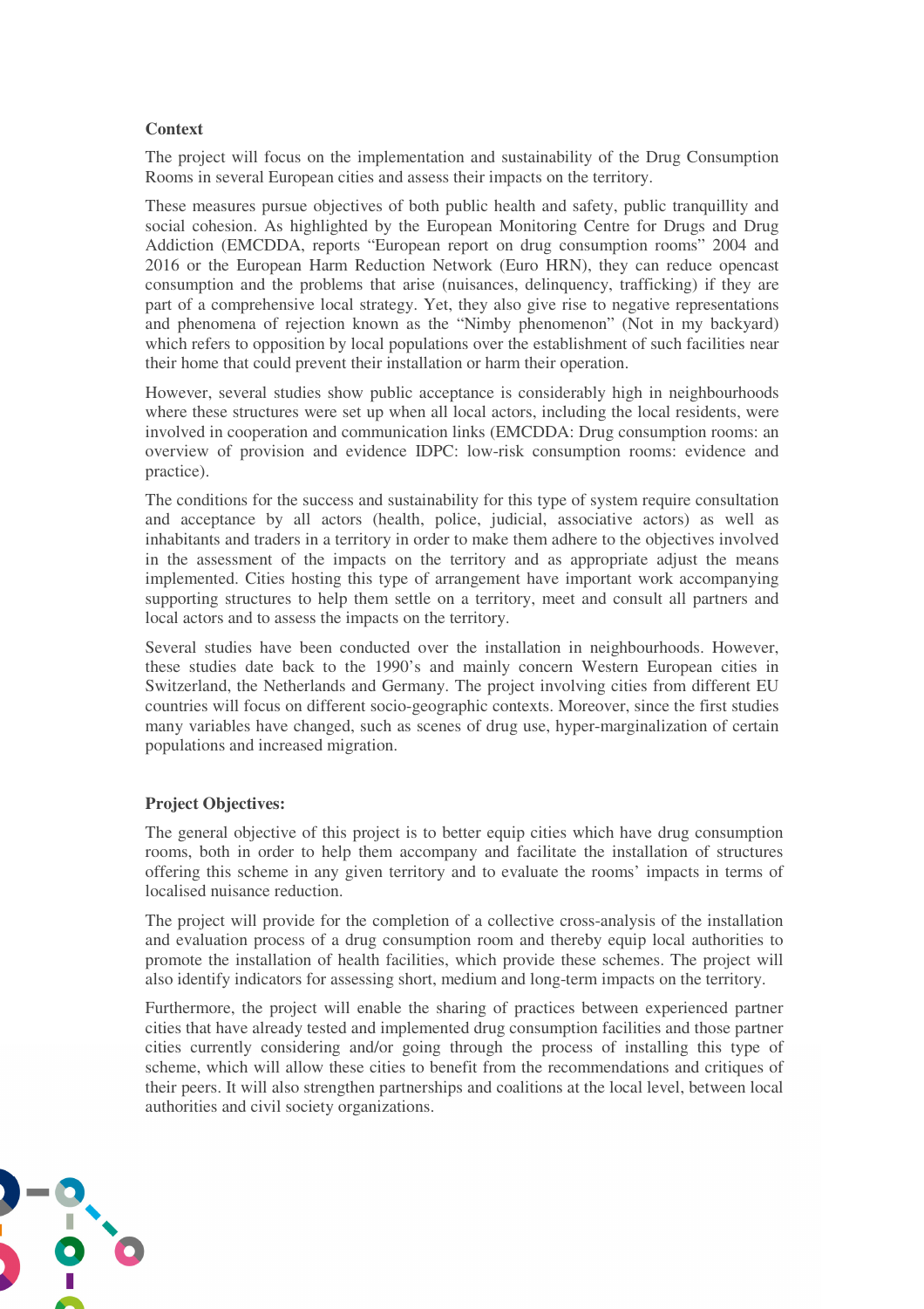**Context**

The project will focus on the implementation and sustainability of the Drug Consumption Rooms in several European cities and assess their impacts on the territory.

These measures pursue objectives of both public health and safety, public tranquillity and social cohesion. As highlighted by the European Monitoring Centre for Drugs and Drug Addiction (EMCDDA, reports "European report on drug consumption rooms" 2004 and 2016 or the European Harm Reduction Network (Euro HRN), they can reduce opencast consumption and the problems that arise (nuisances, delinquency, trafficking) if they are part of a comprehensive local strategy. Yet, they also give rise to negative representations and phenomena of rejection known as the "Nimby phenomenon" (Not in my backyard) which refers to opposition by local populations over the establishment of such facilities near their home that could prevent their installation or harm their operation.

However, several studies show public acceptance is considerably high in neighbourhoods where these structures were set up when all local actors, including the local residents, were involved in cooperation and communication links (EMCDDA: Drug consumption rooms: an overview of provision and evidence IDPC: low-risk consumption rooms: evidence and practice).

The conditions for the success and sustainability for this type of system require consultation and acceptance by all actors (health, police, judicial, associative actors) as well as inhabitants and traders in a territory in order to make them adhere to the objectives involved in the assessment of the impacts on the territory and as appropriate adjust the means implemented. Cities hosting this type of arrangement have important work accompanying supporting structures to help them settle on a territory, meet and consult all partners and local actors and to assess the impacts on the territory.

Several studies have been conducted over the installation in neighbourhoods. However, these studies date back to the 1990's and mainly concern Western European cities in Switzerland, the Netherlands and Germany. The project involving cities from different EU countries will focus on different socio-geographic contexts. Moreover, since the first studies many variables have changed, such as scenes of drug use, hyper-marginalization of certain populations and increased migration.

**Project Objectives:**

The general objective of this project is to better equip cities which have drug consumption rooms, both in order to help them accompany and facilitate the installation of structures offering this scheme in any given territory and to evaluate the rooms' impacts in terms of localised nuisance reduction.

The project will provide for the completion of a collective cross-analysis of the installation and evaluation process of a drug consumption room and thereby equip local authorities to promote the installation of health facilities, which provide these schemes. The project will also identify indicators for assessing short, medium and long-term impacts on the territory.

Furthermore, the project will enable the sharing of practices between experienced partner cities that have already tested and implemented drug consumption facilities and those partner cities currently considering and/or going through the process of installing this type of scheme, which will allow these cities to benefit from the recommendations and critiques of their peers. It will also strengthen partnerships and coalitions at the local level, between local authorities and civil society organizations.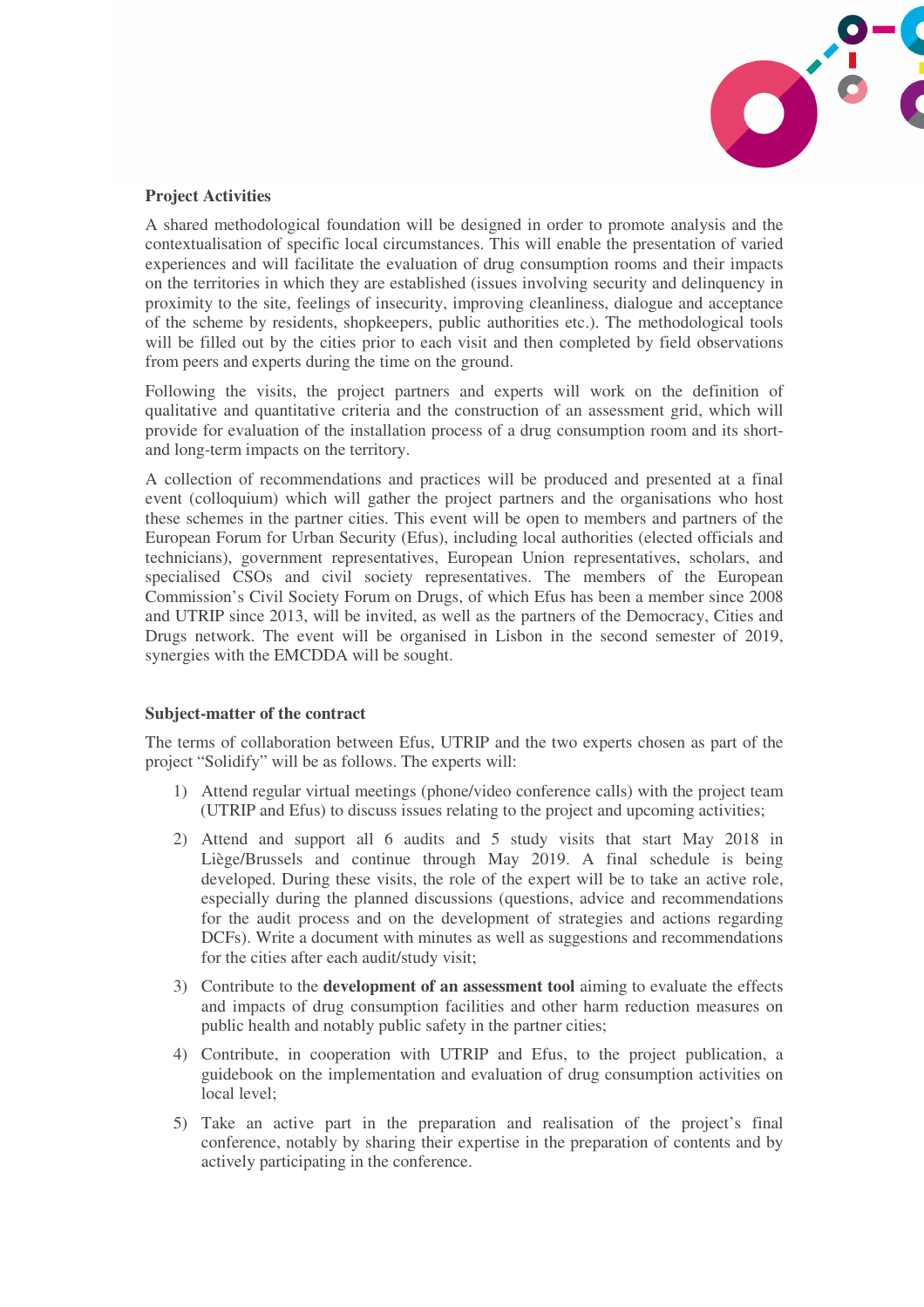**Project Activities**

A shared methodological foundation will be designed in order to promote analysis and the contextualisation of specific local circumstances. This will enable the presentation of varied experiences and will facilitate the evaluation of drug consumption rooms and their impacts on the territories in which they are established (issues involving security and delinquency in proximity to the site, feelings of insecurity, improving cleanliness, dialogue and acceptance of the scheme by residents, shopkeepers, public authorities etc.). The methodological tools will be filled out by the cities prior to each visit and then completed by field observations from peers and experts during the time on the ground.

Following the visits, the project partners and experts will work on the definition of qualitative and quantitative criteria and the construction of an assessment grid, which will provide for evaluation of the installation process of a drug consumption room and its short- and long-term impacts on the territory.

A collection of recommendations and practices will be produced and presented at a final event (colloquium) which will gather the project partners and the organisations who host these schemes in the partner cities. This event will be open to members and partners of the European Forum for Urban Security (Efus), including local authorities (elected officials and technicians), government representatives, European Union representatives, scholars, and specialised CSOs and civil society representatives. The members of the European Commission's Civil Society Forum on Drugs, of which Efus has been a member since 2008 and UTRIP since 2013, will be invited, as well as the partners of the Democracy, Cities and Drugs network. The event will be organised in Lisbon in the second semester of 2019, synergies with the EMCDDA will be sought.

**Subject-matter of the contract**

The terms of collaboration between Efus, UTRIP and the two experts chosen as part of the project "Solidify" will be as follows. The experts will:

1) Attend regular virtual meetings (phone/video conference calls) with the project team (UTRIP and Efus) to discuss issues relating to the project and upcoming activities;
2) Attend and support all 6 audits and 5 study visits that start May 2018 in Liège/Brussels and continue through May 2019. A final schedule is being developed. During these visits, the role of the expert will be to take an active role, especially during the planned discussions (questions, advice and recommendations for the audit process and on the development of strategies and actions regarding DCFs). Write a document with minutes as well as suggestions and recommendations for the cities after each audit/study visit;
3) Contribute to the **development of an assessment tool** aiming to evaluate the effects and impacts of drug consumption facilities and other harm reduction measures on public health and notably public safety in the partner cities;
4) Contribute, in cooperation with UTRIP and Efus, to the project publication, a guidebook on the implementation and evaluation of drug consumption activities on local level;
5) Take an active part in the preparation and realisation of the project's final conference, notably by sharing their expertise in the preparation of contents and by actively participating in the conference.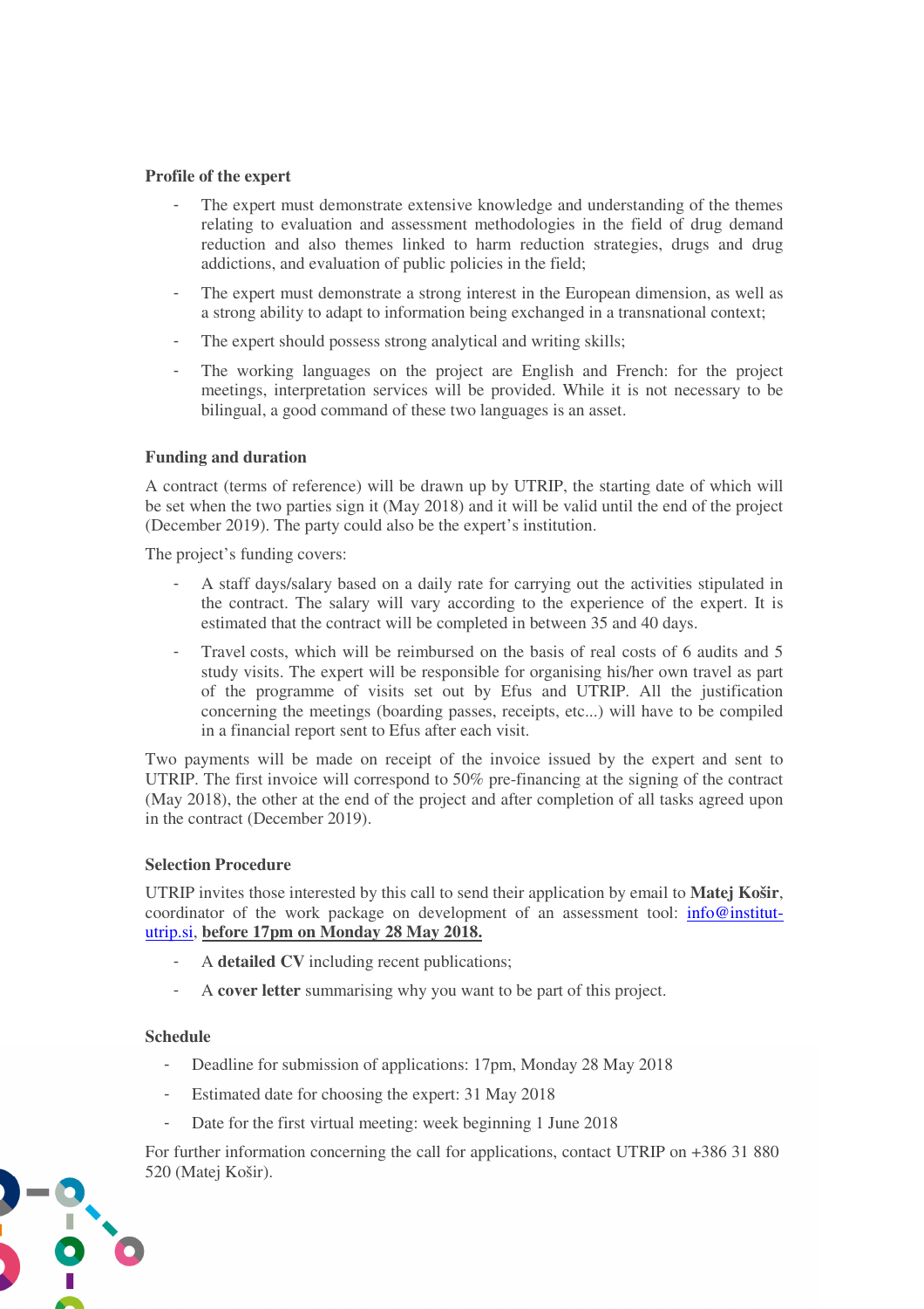**Profile of the expert**

- The expert must demonstrate extensive knowledge and understanding of the themes relating to evaluation and assessment methodologies in the field of drug demand reduction and also themes linked to harm reduction strategies, drugs and drug addictions, and evaluation of public policies in the field;
- The expert must demonstrate a strong interest in the European dimension, as well as a strong ability to adapt to information being exchanged in a transnational context;
- The expert should possess strong analytical and writing skills;
- The working languages on the project are English and French: for the project meetings, interpretation services will be provided. While it is not necessary to be bilingual, a good command of these two languages is an asset.

**Funding and duration**

A contract (terms of reference) will be drawn up by UTRIP, the starting date of which will be set when the two parties sign it (May 2018) and it will be valid until the end of the project (December 2019). The party could also be the expert's institution.

The project's funding covers:

- A staff days/salary based on a daily rate for carrying out the activities stipulated in the contract. The salary will vary according to the experience of the expert. It is estimated that the contract will be completed in between 35 and 40 days.
- Travel costs, which will be reimbursed on the basis of real costs of 6 audits and 5 study visits. The expert will be responsible for organising his/her own travel as part of the programme of visits set out by Efus and UTRIP. All the justification concerning the meetings (boarding passes, receipts, etc...) will have to be compiled in a financial report sent to Efus after each visit.

Two payments will be made on receipt of the invoice issued by the expert and sent to UTRIP. The first invoice will correspond to 50% pre-financing at the signing of the contract (May 2018), the other at the end of the project and after completion of all tasks agreed upon in the contract (December 2019).

**Selection Procedure**

UTRIP invites those interested by this call to send their application by email to **Matej Košir**, coordinator of the work package on development of an assessment tool: info@institut-utrip.si, **before 17pm on Monday 28 May 2018.**

- A **detailed CV** including recent publications;
- A **cover letter** summarising why you want to be part of this project.

**Schedule**

- Deadline for submission of applications: 17pm, Monday 28 May 2018
- Estimated date for choosing the expert: 31 May 2018
- Date for the first virtual meeting: week beginning 1 June 2018

For further information concerning the call for applications, contact UTRIP on +386 31 880 520 (Matej Košir).